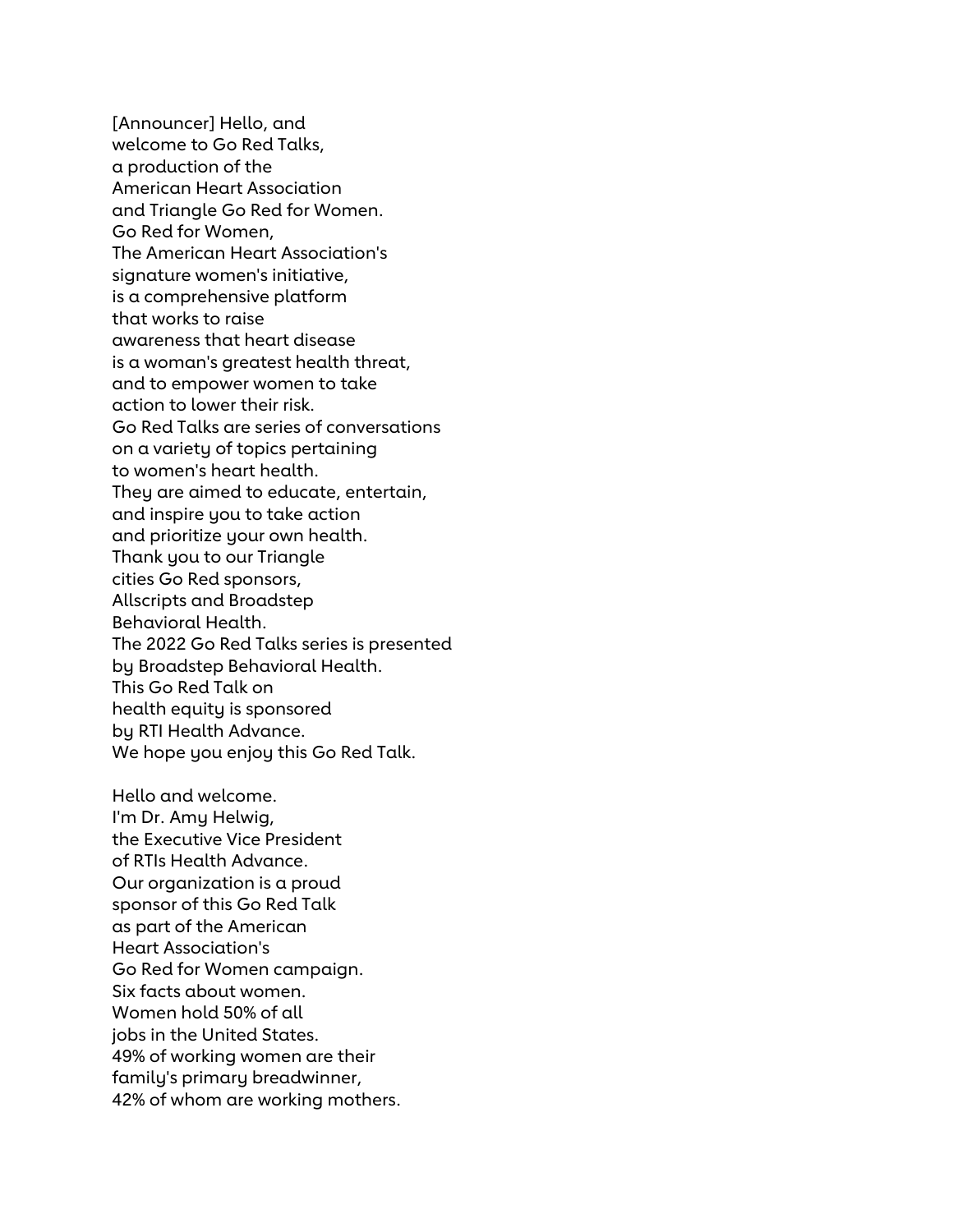[Announcer] Hello, and
welcome to Go Red Talks,
a production of the
American Heart Association
and Triangle Go Red for Women.
Go Red for Women,
The American Heart Association's
signature women's initiative,
is a comprehensive platform
that works to raise
awareness that heart disease
is a woman's greatest health threat,
and to empower women to take
action to lower their risk.
Go Red Talks are series of conversations
on a variety of topics pertaining
to women's heart health.
They are aimed to educate, entertain,
and inspire you to take action
and prioritize your own health.
Thank you to our Triangle
cities Go Red sponsors,
Allscripts and Broadstep
Behavioral Health.
The 2022 Go Red Talks series is presented
by Broadstep Behavioral Health.
This Go Red Talk on
health equity is sponsored
by RTI Health Advance.
We hope you enjoy this Go Red Talk.

Hello and welcome.
I'm Dr. Amy Helwig,
the Executive Vice President
of RTIs Health Advance.
Our organization is a proud
sponsor of this Go Red Talk
as part of the American
Heart Association's
Go Red for Women campaign.
Six facts about women.
Women hold 50% of all
jobs in the United States.
49% of working women are their
family's primary breadwinner,
42% of whom are working mothers.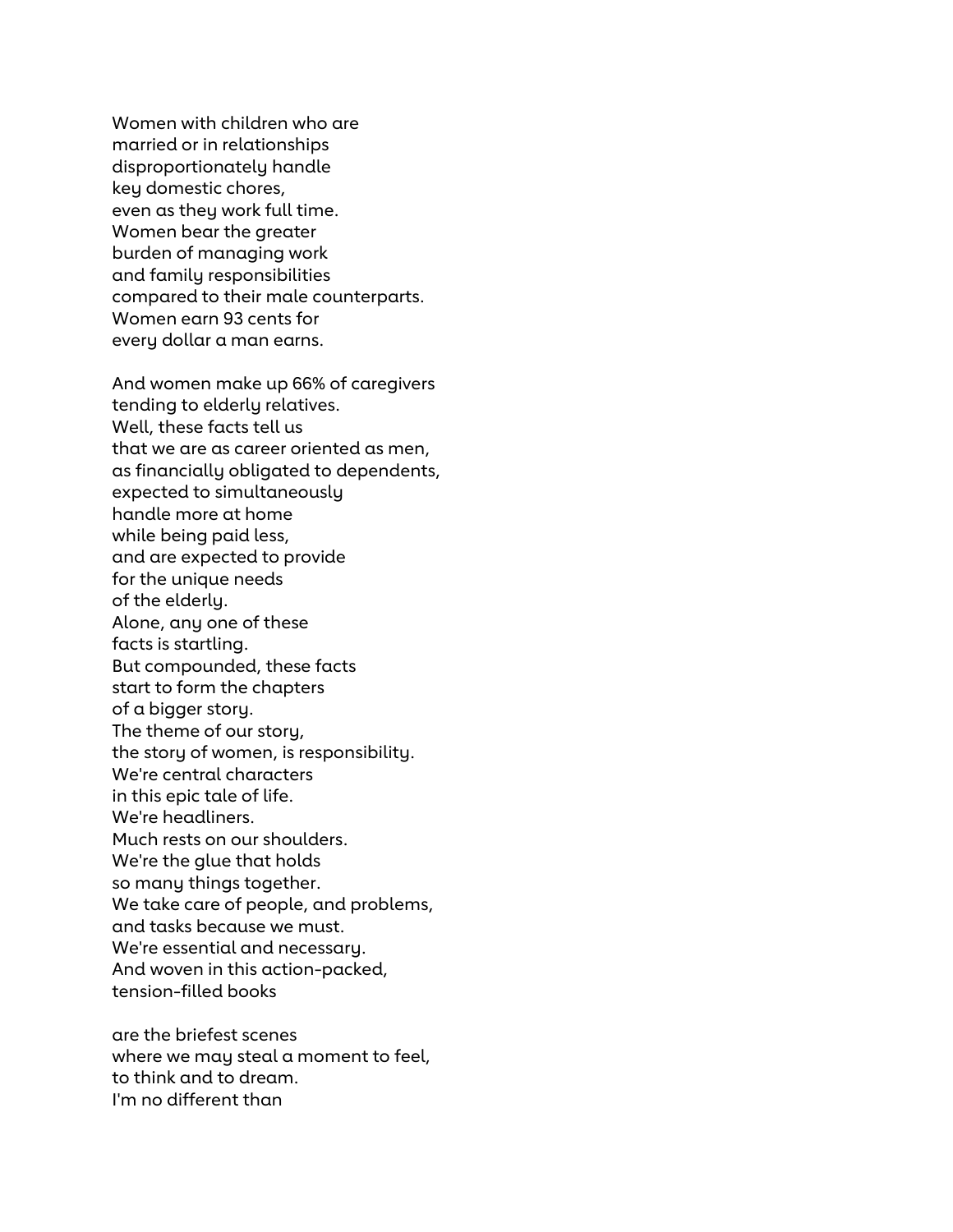Women with children who are
married or in relationships
disproportionately handle
key domestic chores,
even as they work full time.
Women bear the greater
burden of managing work
and family responsibilities
compared to their male counterparts.
Women earn 93 cents for
every dollar a man earns.

And women make up 66% of caregivers
tending to elderly relatives.
Well, these facts tell us
that we are as career oriented as men,
as financially obligated to dependents,
expected to simultaneously
handle more at home
while being paid less,
and are expected to provide
for the unique needs
of the elderly.
Alone, any one of these
facts is startling.
But compounded, these facts
start to form the chapters
of a bigger story.
The theme of our story,
the story of women, is responsibility.
We're central characters
in this epic tale of life.
We're headliners.
Much rests on our shoulders.
We're the glue that holds
so many things together.
We take care of people, and problems,
and tasks because we must.
We're essential and necessary.
And woven in this action-packed,
tension-filled books

are the briefest scenes
where we may steal a moment to feel,
to think and to dream.
I'm no different than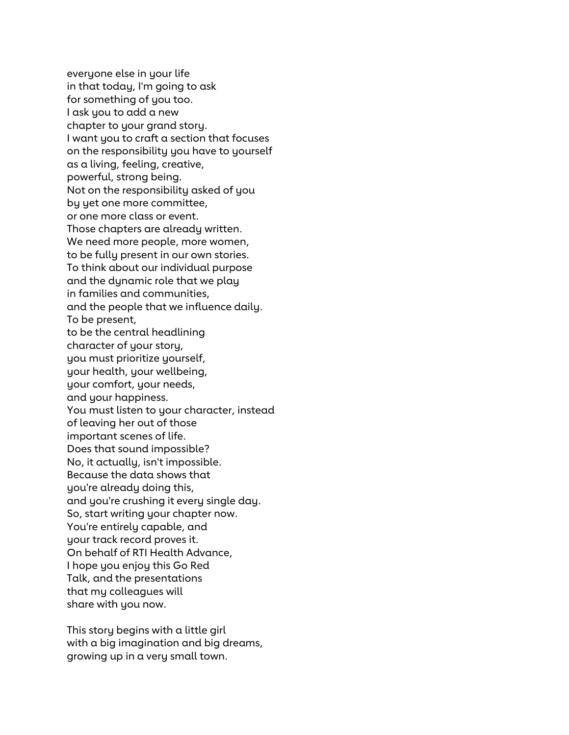everyone else in your life
in that today, I'm going to ask
for something of you too.
I ask you to add a new
chapter to your grand story.
I want you to craft a section that focuses
on the responsibility you have to yourself
as a living, feeling, creative,
powerful, strong being.
Not on the responsibility asked of you
by yet one more committee,
or one more class or event.
Those chapters are already written.
We need more people, more women,
to be fully present in our own stories.
To think about our individual purpose
and the dynamic role that we play
in families and communities,
and the people that we influence daily.
To be present,
to be the central headlining
character of your story,
you must prioritize yourself,
your health, your wellbeing,
your comfort, your needs,
and your happiness.
You must listen to your character, instead
of leaving her out of those
important scenes of life.
Does that sound impossible?
No, it actually, isn't impossible.
Because the data shows that
you're already doing this,
and you're crushing it every single day.
So, start writing your chapter now.
You're entirely capable, and
your track record proves it.
On behalf of RTI Health Advance,
I hope you enjoy this Go Red
Talk, and the presentations
that my colleagues will
share with you now.

This story begins with a little girl
with a big imagination and big dreams,
growing up in a very small town.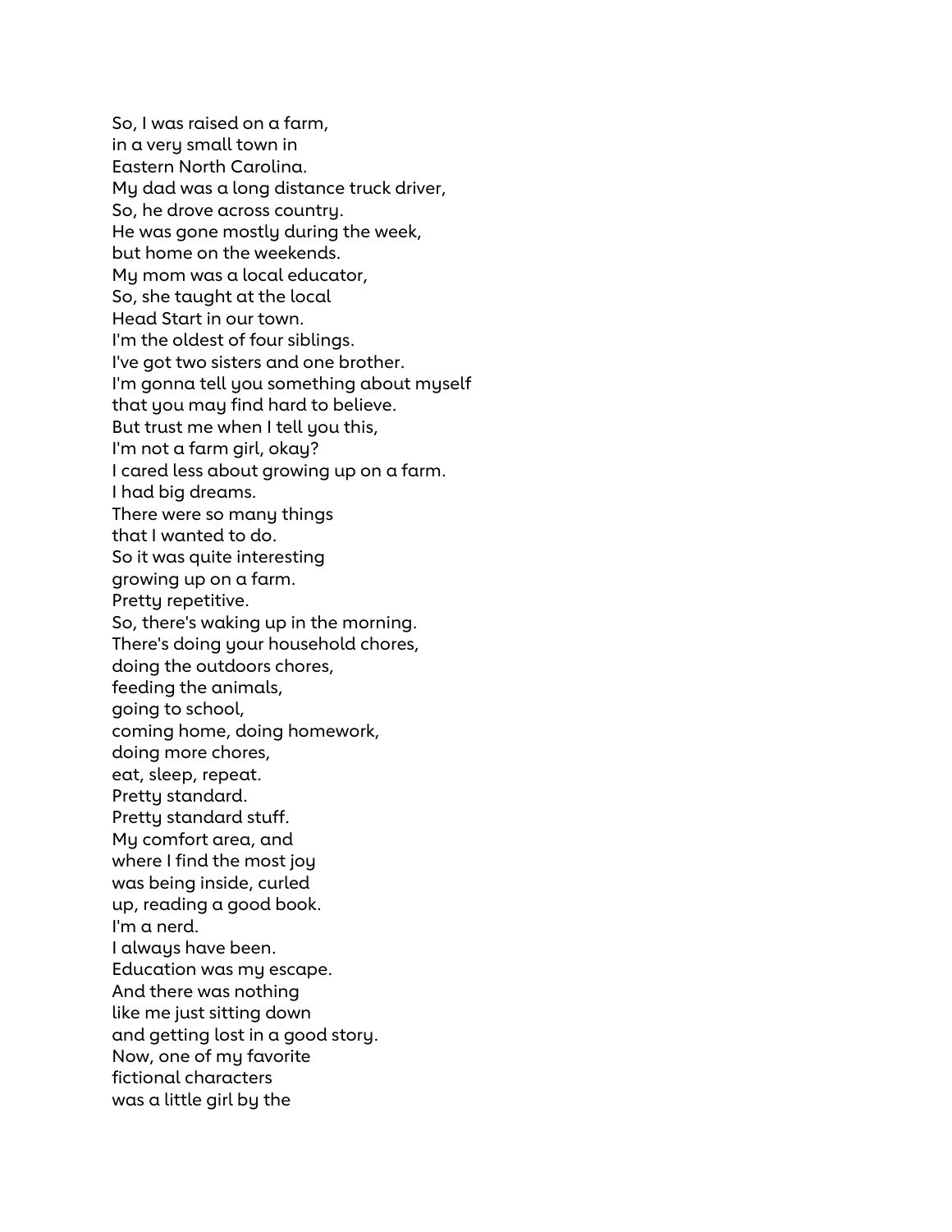So, I was raised on a farm,
in a very small town in
Eastern North Carolina.
My dad was a long distance truck driver,
So, he drove across country.
He was gone mostly during the week,
but home on the weekends.
My mom was a local educator,
So, she taught at the local
Head Start in our town.
I'm the oldest of four siblings.
I've got two sisters and one brother.
I'm gonna tell you something about myself
that you may find hard to believe.
But trust me when I tell you this,
I'm not a farm girl, okay?
I cared less about growing up on a farm.
I had big dreams.
There were so many things
that I wanted to do.
So it was quite interesting
growing up on a farm.
Pretty repetitive.
So, there's waking up in the morning.
There's doing your household chores,
doing the outdoors chores,
feeding the animals,
going to school,
coming home, doing homework,
doing more chores,
eat, sleep, repeat.
Pretty standard.
Pretty standard stuff.
My comfort area, and
where I find the most joy
was being inside, curled
up, reading a good book.
I'm a nerd.
I always have been.
Education was my escape.
And there was nothing
like me just sitting down
and getting lost in a good story.
Now, one of my favorite
fictional characters
was a little girl by the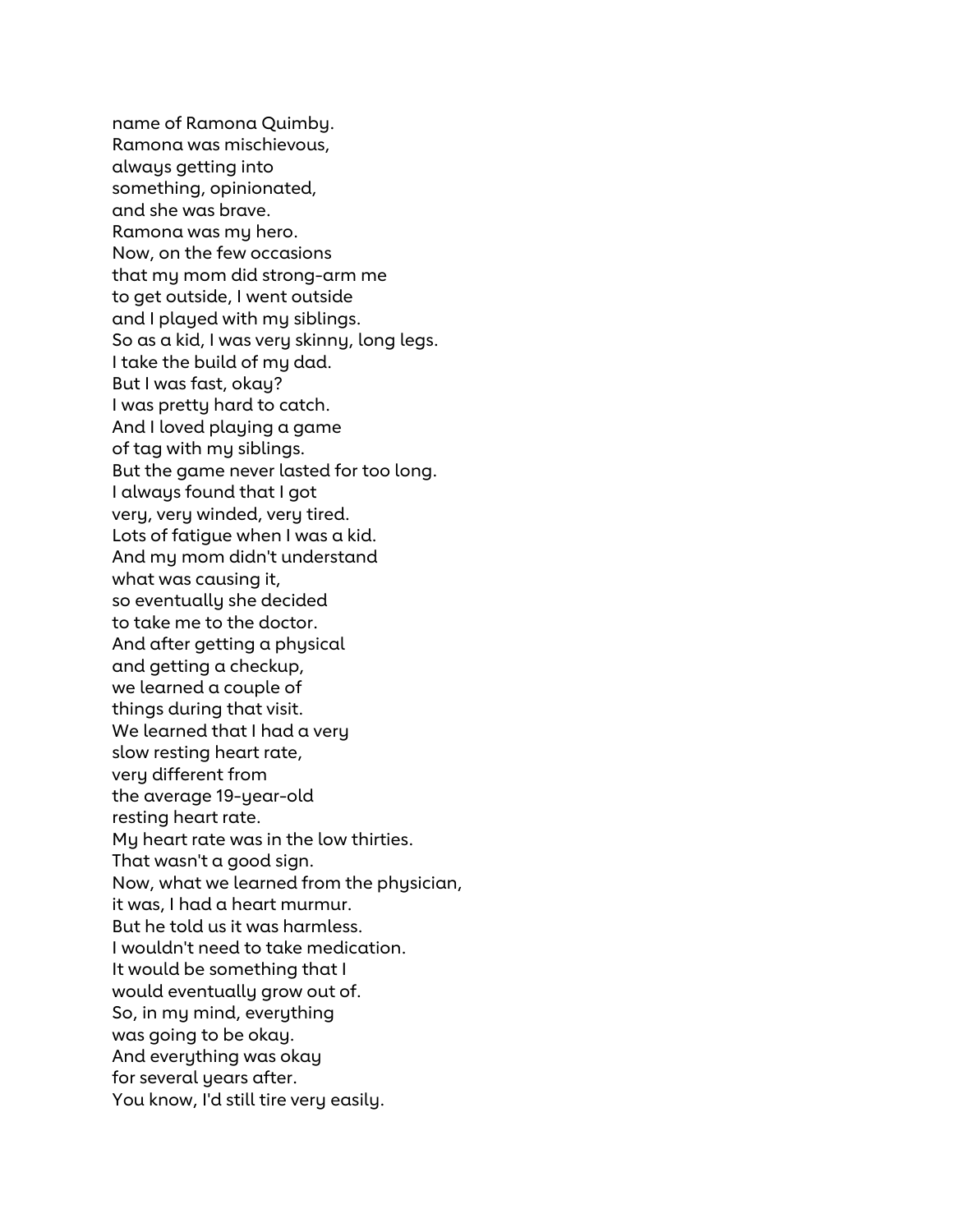name of Ramona Quimby.
Ramona was mischievous,
always getting into
something, opinionated,
and she was brave.
Ramona was my hero.
Now, on the few occasions
that my mom did strong-arm me
to get outside, I went outside
and I played with my siblings.
So as a kid, I was very skinny, long legs.
I take the build of my dad.
But I was fast, okay?
I was pretty hard to catch.
And I loved playing a game
of tag with my siblings.
But the game never lasted for too long.
I always found that I got
very, very winded, very tired.
Lots of fatigue when I was a kid.
And my mom didn't understand
what was causing it,
so eventually she decided
to take me to the doctor.
And after getting a physical
and getting a checkup,
we learned a couple of
things during that visit.
We learned that I had a very
slow resting heart rate,
very different from
the average 19-year-old
resting heart rate.
My heart rate was in the low thirties.
That wasn't a good sign.
Now, what we learned from the physician,
it was, I had a heart murmur.
But he told us it was harmless.
I wouldn't need to take medication.
It would be something that I
would eventually grow out of.
So, in my mind, everything
was going to be okay.
And everything was okay
for several years after.
You know, I'd still tire very easily.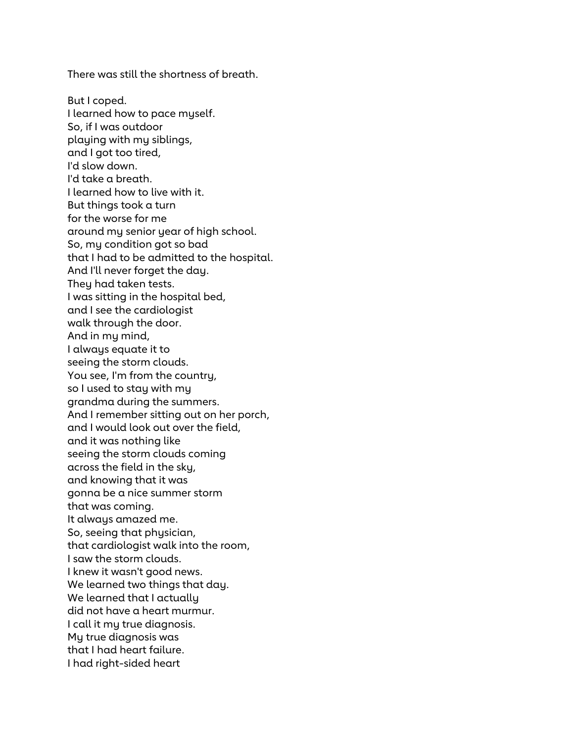There was still the shortness of breath.

But I coped.
I learned how to pace myself.
So, if I was outdoor
playing with my siblings,
and I got too tired,
I'd slow down.
I'd take a breath.
I learned how to live with it.
But things took a turn
for the worse for me
around my senior year of high school.
So, my condition got so bad
that I had to be admitted to the hospital.
And I'll never forget the day.
They had taken tests.
I was sitting in the hospital bed,
and I see the cardiologist
walk through the door.
And in my mind,
I always equate it to
seeing the storm clouds.
You see, I'm from the country,
so I used to stay with my
grandma during the summers.
And I remember sitting out on her porch,
and I would look out over the field,
and it was nothing like
seeing the storm clouds coming
across the field in the sky,
and knowing that it was
gonna be a nice summer storm
that was coming.
It always amazed me.
So, seeing that physician,
that cardiologist walk into the room,
I saw the storm clouds.
I knew it wasn't good news.
We learned two things that day.
We learned that I actually
did not have a heart murmur.
I call it my true diagnosis.
My true diagnosis was
that I had heart failure.
I had right-sided heart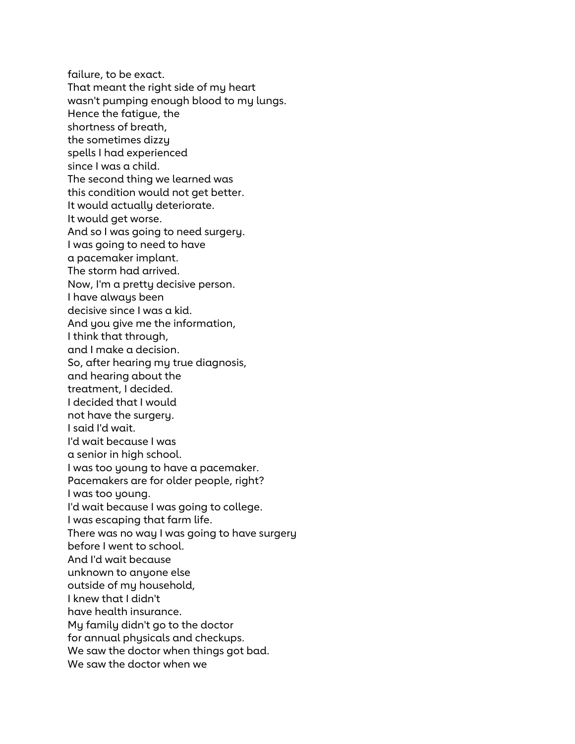failure, to be exact.
That meant the right side of my heart
wasn't pumping enough blood to my lungs.
Hence the fatigue, the
shortness of breath,
the sometimes dizzy
spells I had experienced
since I was a child.
The second thing we learned was
this condition would not get better.
It would actually deteriorate.
It would get worse.
And so I was going to need surgery.
I was going to need to have
a pacemaker implant.
The storm had arrived.
Now, I'm a pretty decisive person.
I have always been
decisive since I was a kid.
And you give me the information,
I think that through,
and I make a decision.
So, after hearing my true diagnosis,
and hearing about the
treatment, I decided.
I decided that I would
not have the surgery.
I said I'd wait.
I'd wait because I was
a senior in high school.
I was too young to have a pacemaker.
Pacemakers are for older people, right?
I was too young.
I'd wait because I was going to college.
I was escaping that farm life.
There was no way I was going to have surgery
before I went to school.
And I'd wait because
unknown to anyone else
outside of my household,
I knew that I didn't
have health insurance.
My family didn't go to the doctor
for annual physicals and checkups.
We saw the doctor when things got bad.
We saw the doctor when we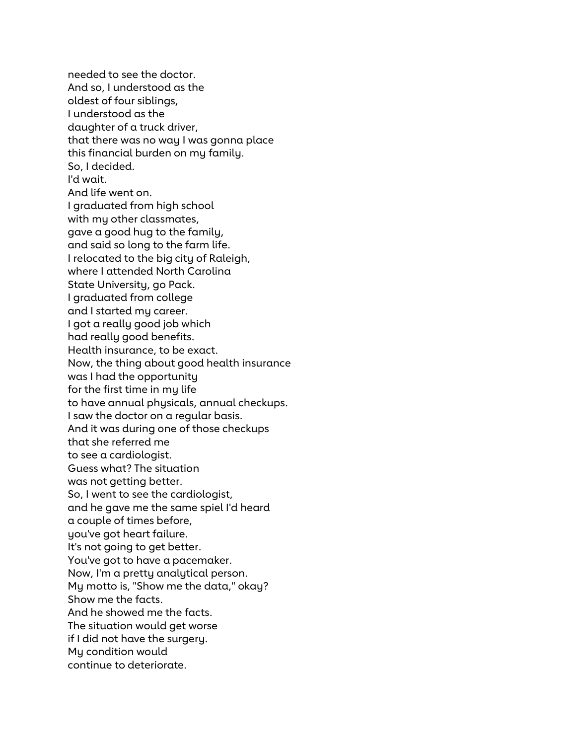needed to see the doctor.
And so, I understood as the
oldest of four siblings,
I understood as the
daughter of a truck driver,
that there was no way I was gonna place
this financial burden on my family.
So, I decided.
I'd wait.
And life went on.
I graduated from high school
with my other classmates,
gave a good hug to the family,
and said so long to the farm life.
I relocated to the big city of Raleigh,
where I attended North Carolina
State University, go Pack.
I graduated from college
and I started my career.
I got a really good job which
had really good benefits.
Health insurance, to be exact.
Now, the thing about good health insurance
was I had the opportunity
for the first time in my life
to have annual physicals, annual checkups.
I saw the doctor on a regular basis.
And it was during one of those checkups
that she referred me
to see a cardiologist.
Guess what? The situation
was not getting better.
So, I went to see the cardiologist,
and he gave me the same spiel I'd heard
a couple of times before,
you've got heart failure.
It's not going to get better.
You've got to have a pacemaker.
Now, I'm a pretty analytical person.
My motto is, "Show me the data," okay?
Show me the facts.
And he showed me the facts.
The situation would get worse
if I did not have the surgery.
My condition would
continue to deteriorate.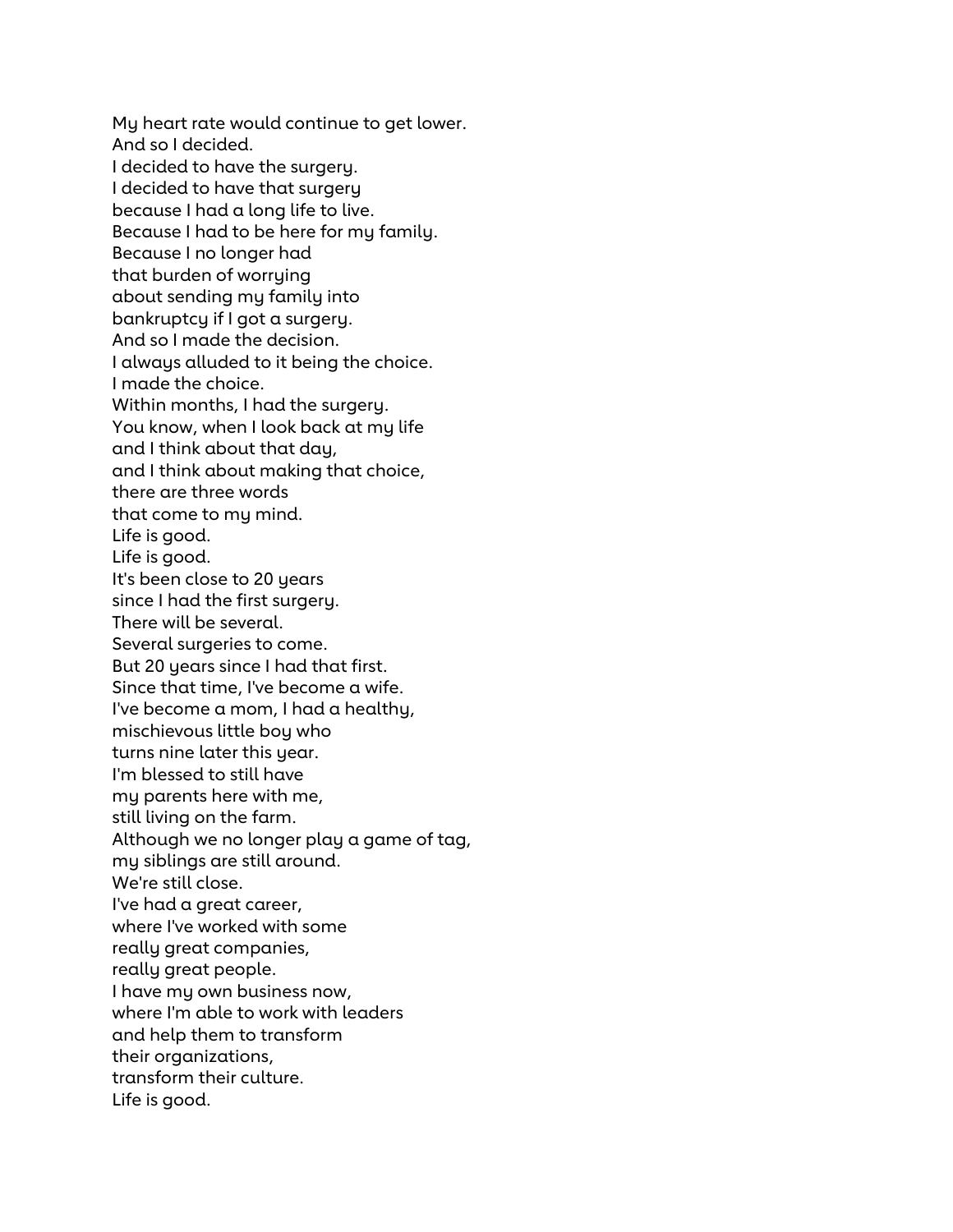My heart rate would continue to get lower.
And so I decided.
I decided to have the surgery.
I decided to have that surgery
because I had a long life to live.
Because I had to be here for my family.
Because I no longer had
that burden of worrying
about sending my family into
bankruptcy if I got a surgery.
And so I made the decision.
I always alluded to it being the choice.
I made the choice.
Within months, I had the surgery.
You know, when I look back at my life
and I think about that day,
and I think about making that choice,
there are three words
that come to my mind.
Life is good.
Life is good.
It's been close to 20 years
since I had the first surgery.
There will be several.
Several surgeries to come.
But 20 years since I had that first.
Since that time, I've become a wife.
I've become a mom, I had a healthy,
mischievous little boy who
turns nine later this year.
I'm blessed to still have
my parents here with me,
still living on the farm.
Although we no longer play a game of tag,
my siblings are still around.
We're still close.
I've had a great career,
where I've worked with some
really great companies,
really great people.
I have my own business now,
where I'm able to work with leaders
and help them to transform
their organizations,
transform their culture.
Life is good.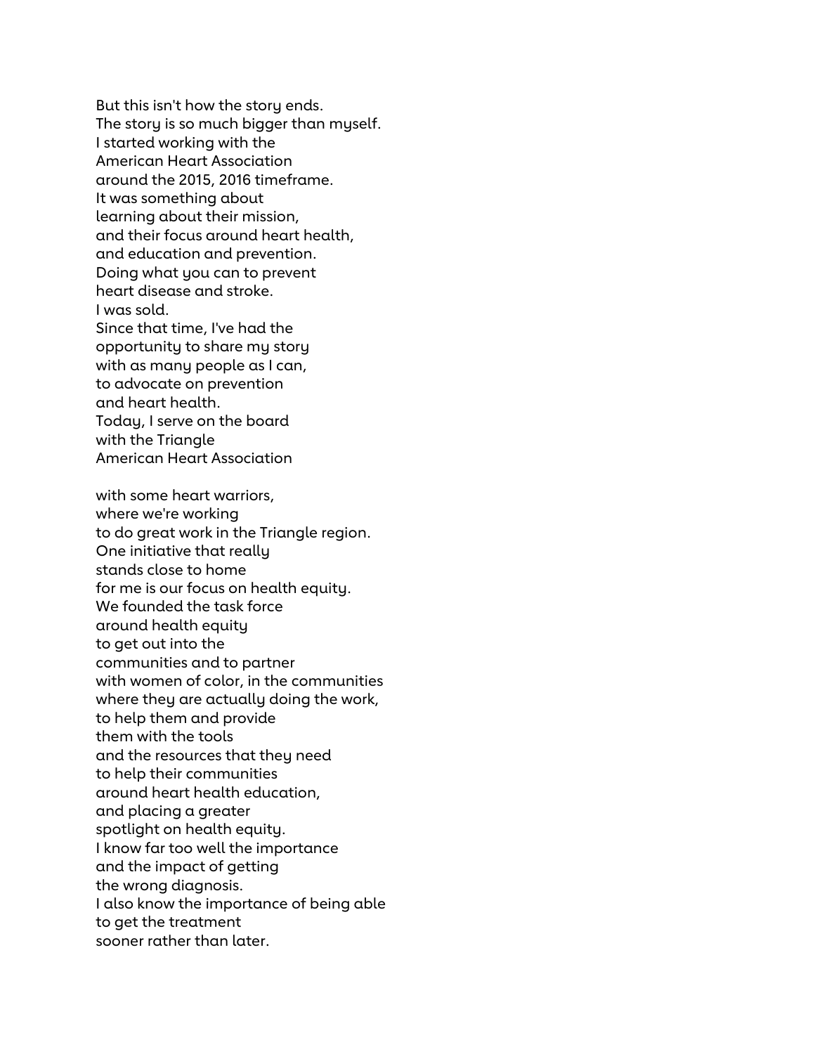But this isn't how the story ends.
The story is so much bigger than myself.
I started working with the
American Heart Association
around the 2015, 2016 timeframe.
It was something about
learning about their mission,
and their focus around heart health,
and education and prevention.
Doing what you can to prevent
heart disease and stroke.
I was sold.
Since that time, I've had the
opportunity to share my story
with as many people as I can,
to advocate on prevention
and heart health.
Today, I serve on the board
with the Triangle
American Heart Association

with some heart warriors,
where we're working
to do great work in the Triangle region.
One initiative that really
stands close to home
for me is our focus on health equity.
We founded the task force
around health equity
to get out into the
communities and to partner
with women of color, in the communities
where they are actually doing the work,
to help them and provide
them with the tools
and the resources that they need
to help their communities
around heart health education,
and placing a greater
spotlight on health equity.
I know far too well the importance
and the impact of getting
the wrong diagnosis.
I also know the importance of being able
to get the treatment
sooner rather than later.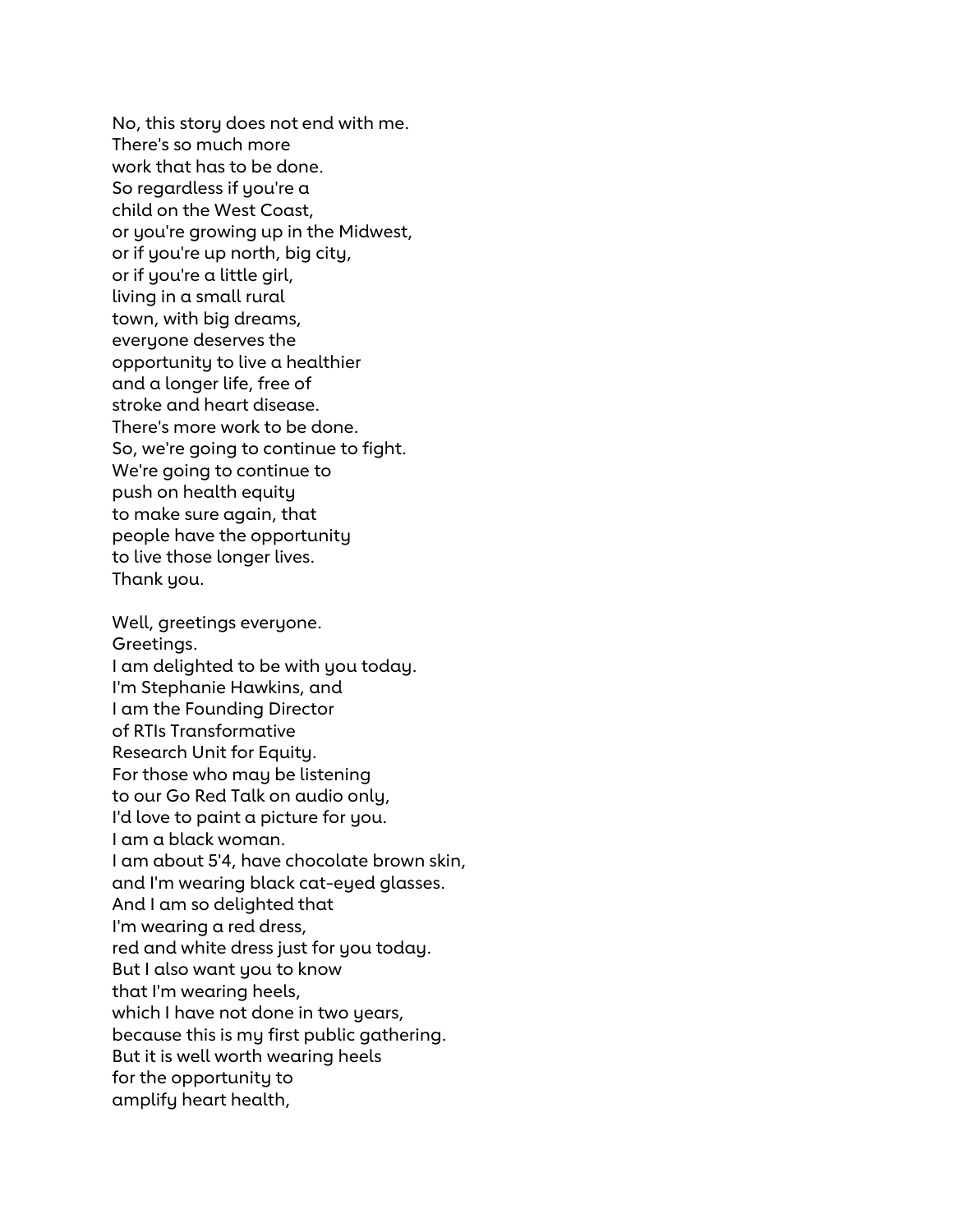No, this story does not end with me.
There's so much more
work that has to be done.
So regardless if you're a
child on the West Coast,
or you're growing up in the Midwest,
or if you're up north, big city,
or if you're a little girl,
living in a small rural
town, with big dreams,
everyone deserves the
opportunity to live a healthier
and a longer life, free of
stroke and heart disease.
There's more work to be done.
So, we're going to continue to fight.
We're going to continue to
push on health equity
to make sure again, that
people have the opportunity
to live those longer lives.
Thank you.

Well, greetings everyone.
Greetings.
I am delighted to be with you today.
I'm Stephanie Hawkins, and
I am the Founding Director
of RTIs Transformative
Research Unit for Equity.
For those who may be listening
to our Go Red Talk on audio only,
I'd love to paint a picture for you.
I am a black woman.
I am about 5'4, have chocolate brown skin,
and I'm wearing black cat-eyed glasses.
And I am so delighted that
I'm wearing a red dress,
red and white dress just for you today.
But I also want you to know
that I'm wearing heels,
which I have not done in two years,
because this is my first public gathering.
But it is well worth wearing heels
for the opportunity to
amplify heart health,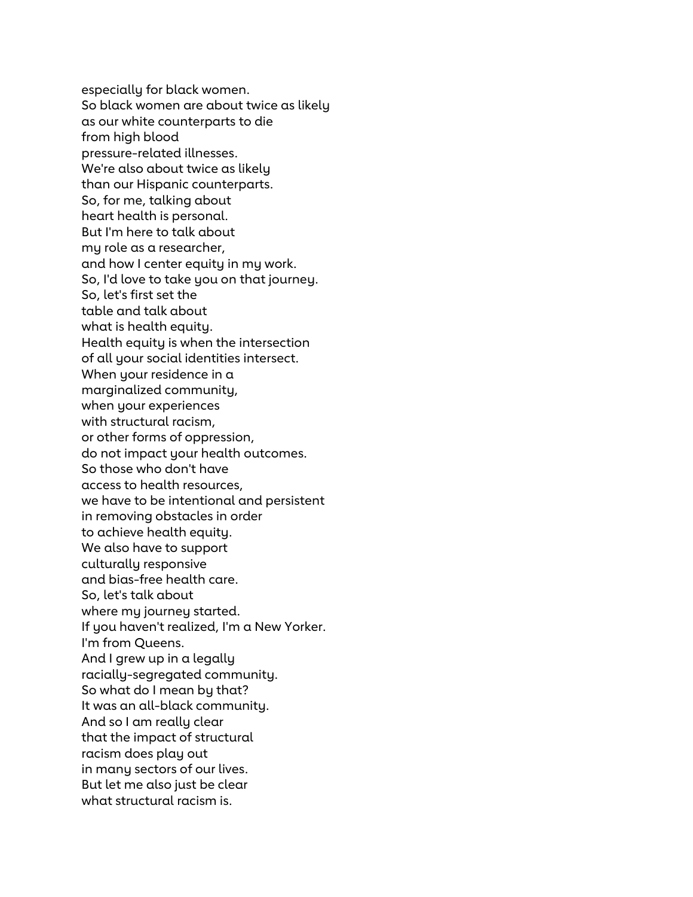especially for black women.
So black women are about twice as likely
as our white counterparts to die
from high blood
pressure-related illnesses.
We're also about twice as likely
than our Hispanic counterparts.
So, for me, talking about
heart health is personal.
But I'm here to talk about
my role as a researcher,
and how I center equity in my work.
So, I'd love to take you on that journey.
So, let's first set the
table and talk about
what is health equity.
Health equity is when the intersection
of all your social identities intersect.
When your residence in a
marginalized community,
when your experiences
with structural racism,
or other forms of oppression,
do not impact your health outcomes.
So those who don't have
access to health resources,
we have to be intentional and persistent
in removing obstacles in order
to achieve health equity.
We also have to support
culturally responsive
and bias-free health care.
So, let's talk about
where my journey started.
If you haven't realized, I'm a New Yorker.
I'm from Queens.
And I grew up in a legally
racially-segregated community.
So what do I mean by that?
It was an all-black community.
And so I am really clear
that the impact of structural
racism does play out
in many sectors of our lives.
But let me also just be clear
what structural racism is.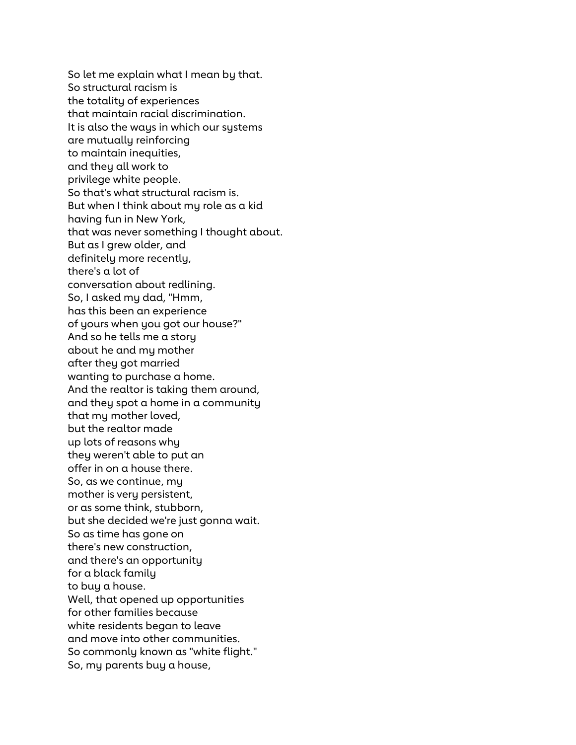So let me explain what I mean by that.
So structural racism is
the totality of experiences
that maintain racial discrimination.
It is also the ways in which our systems
are mutually reinforcing
to maintain inequities,
and they all work to
privilege white people.
So that's what structural racism is.
But when I think about my role as a kid
having fun in New York,
that was never something I thought about.
But as I grew older, and
definitely more recently,
there's a lot of
conversation about redlining.
So, I asked my dad, "Hmm,
has this been an experience
of yours when you got our house?"
And so he tells me a story
about he and my mother
after they got married
wanting to purchase a home.
And the realtor is taking them around,
and they spot a home in a community
that my mother loved,
but the realtor made
up lots of reasons why
they weren't able to put an
offer in on a house there.
So, as we continue, my
mother is very persistent,
or as some think, stubborn,
but she decided we're just gonna wait.
So as time has gone on
there's new construction,
and there's an opportunity
for a black family
to buy a house.
Well, that opened up opportunities
for other families because
white residents began to leave
and move into other communities.
So commonly known as "white flight."
So, my parents buy a house,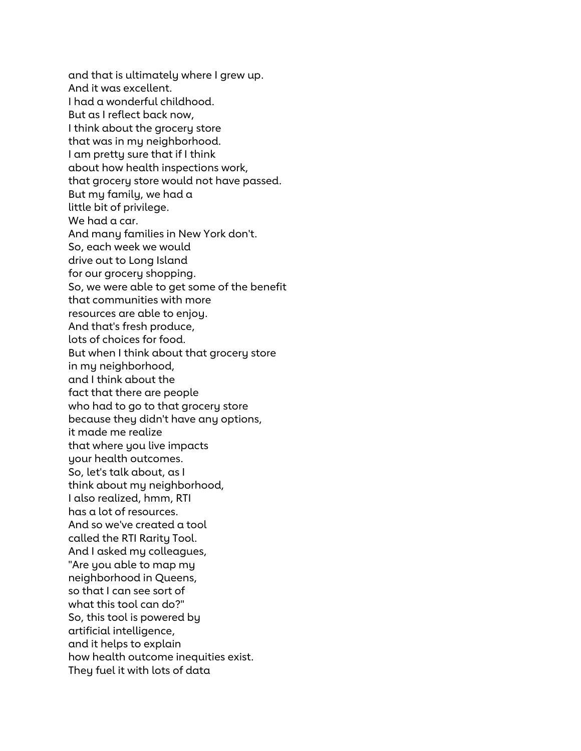and that is ultimately where I grew up.
And it was excellent.
I had a wonderful childhood.
But as I reflect back now,
I think about the grocery store
that was in my neighborhood.
I am pretty sure that if I think
about how health inspections work,
that grocery store would not have passed.
But my family, we had a
little bit of privilege.
We had a car.
And many families in New York don't.
So, each week we would
drive out to Long Island
for our grocery shopping.
So, we were able to get some of the benefit
that communities with more
resources are able to enjoy.
And that's fresh produce,
lots of choices for food.
But when I think about that grocery store
in my neighborhood,
and I think about the
fact that there are people
who had to go to that grocery store
because they didn't have any options,
it made me realize
that where you live impacts
your health outcomes.
So, let's talk about, as I
think about my neighborhood,
I also realized, hmm, RTI
has a lot of resources.
And so we've created a tool
called the RTI Rarity Tool.
And I asked my colleagues,
"Are you able to map my
neighborhood in Queens,
so that I can see sort of
what this tool can do?"
So, this tool is powered by
artificial intelligence,
and it helps to explain
how health outcome inequities exist.
They fuel it with lots of data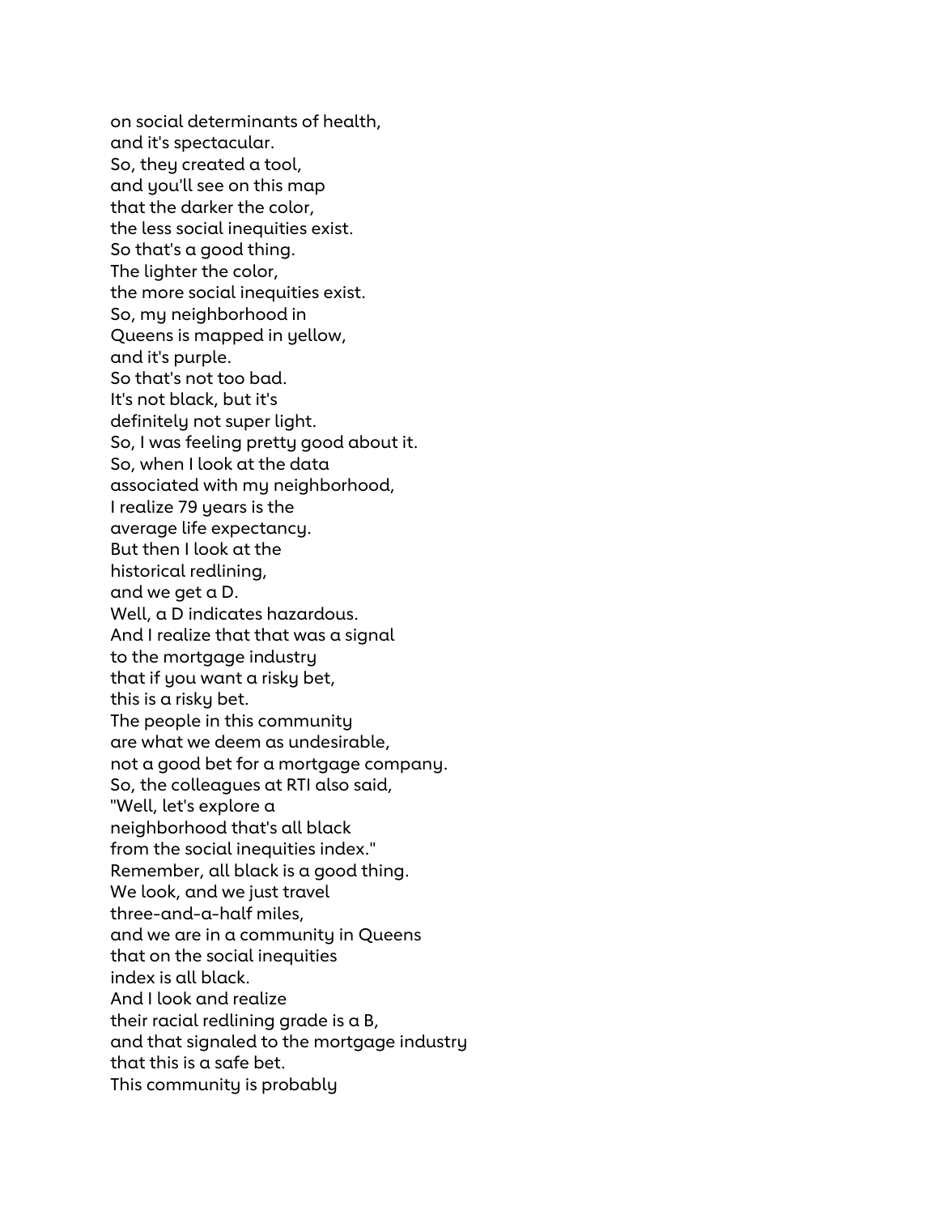on social determinants of health,
and it's spectacular.
So, they created a tool,
and you'll see on this map
that the darker the color,
the less social inequities exist.
So that's a good thing.
The lighter the color,
the more social inequities exist.
So, my neighborhood in
Queens is mapped in yellow,
and it's purple.
So that's not too bad.
It's not black, but it's
definitely not super light.
So, I was feeling pretty good about it.
So, when I look at the data
associated with my neighborhood,
I realize 79 years is the
average life expectancy.
But then I look at the
historical redlining,
and we get a D.
Well, a D indicates hazardous.
And I realize that that was a signal
to the mortgage industry
that if you want a risky bet,
this is a risky bet.
The people in this community
are what we deem as undesirable,
not a good bet for a mortgage company.
So, the colleagues at RTI also said,
"Well, let's explore a
neighborhood that's all black
from the social inequities index."
Remember, all black is a good thing.
We look, and we just travel
three-and-a-half miles,
and we are in a community in Queens
that on the social inequities
index is all black.
And I look and realize
their racial redlining grade is a B,
and that signaled to the mortgage industry
that this is a safe bet.
This community is probably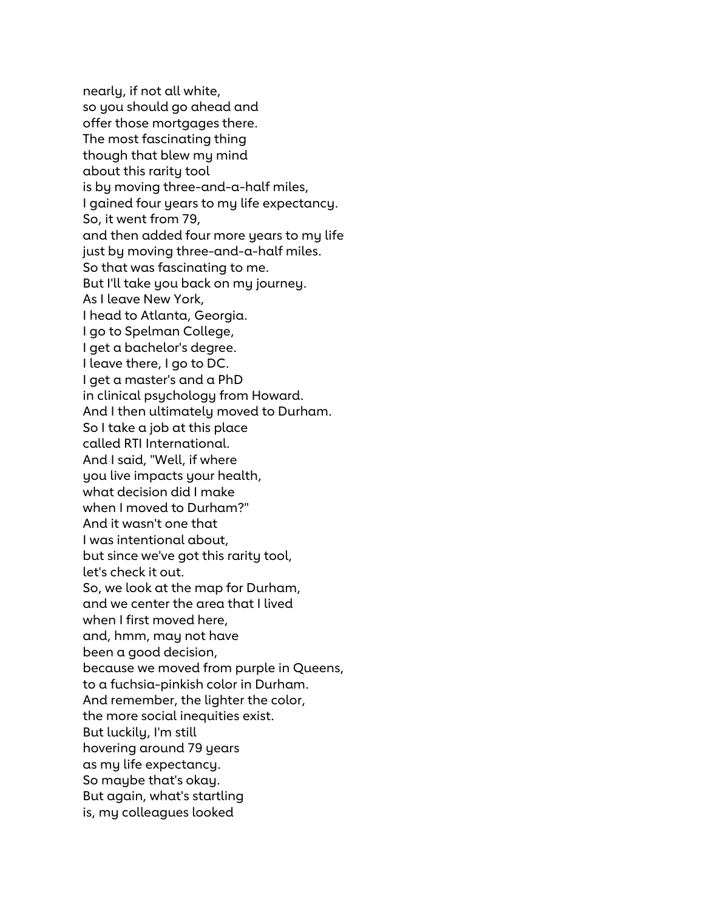nearly, if not all white,
so you should go ahead and
offer those mortgages there.
The most fascinating thing
though that blew my mind
about this rarity tool
is by moving three-and-a-half miles,
I gained four years to my life expectancy.
So, it went from 79,
and then added four more years to my life
just by moving three-and-a-half miles.
So that was fascinating to me.
But I'll take you back on my journey.
As I leave New York,
I head to Atlanta, Georgia.
I go to Spelman College,
I get a bachelor's degree.
I leave there, I go to DC.
I get a master's and a PhD
in clinical psychology from Howard.
And I then ultimately moved to Durham.
So I take a job at this place
called RTI International.
And I said, "Well, if where
you live impacts your health,
what decision did I make
when I moved to Durham?"
And it wasn't one that
I was intentional about,
but since we've got this rarity tool,
let's check it out.
So, we look at the map for Durham,
and we center the area that I lived
when I first moved here,
and, hmm, may not have
been a good decision,
because we moved from purple in Queens,
to a fuchsia-pinkish color in Durham.
And remember, the lighter the color,
the more social inequities exist.
But luckily, I'm still
hovering around 79 years
as my life expectancy.
So maybe that's okay.
But again, what's startling
is, my colleagues looked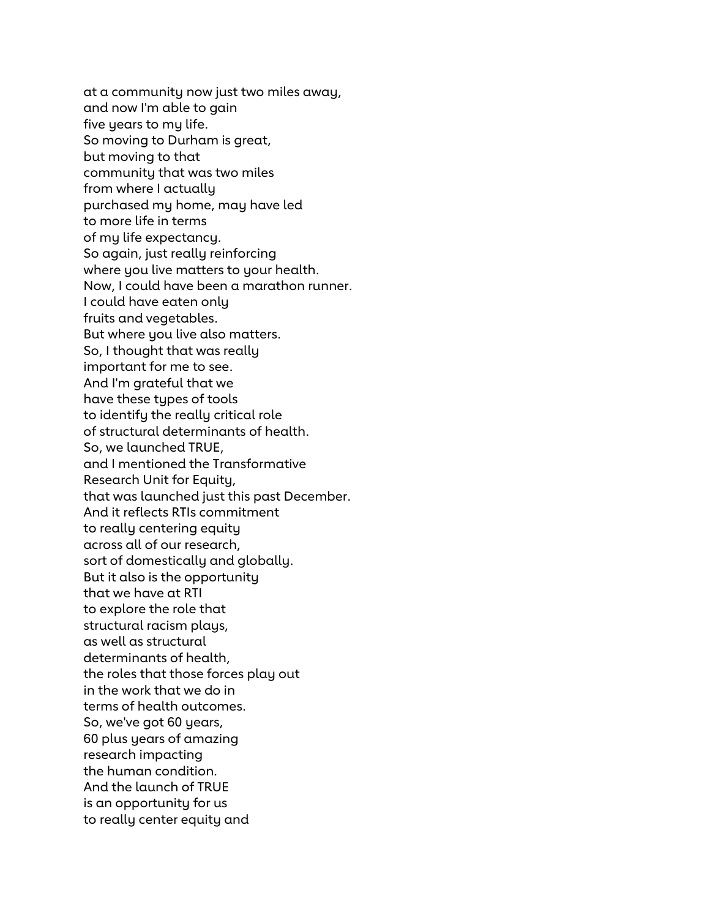at a community now just two miles away,
and now I'm able to gain
five years to my life.
So moving to Durham is great,
but moving to that
community that was two miles
from where I actually
purchased my home, may have led
to more life in terms
of my life expectancy.
So again, just really reinforcing
where you live matters to your health.
Now, I could have been a marathon runner.
I could have eaten only
fruits and vegetables.
But where you live also matters.
So, I thought that was really
important for me to see.
And I'm grateful that we
have these types of tools
to identify the really critical role
of structural determinants of health.
So, we launched TRUE,
and I mentioned the Transformative
Research Unit for Equity,
that was launched just this past December.
And it reflects RTIs commitment
to really centering equity
across all of our research,
sort of domestically and globally.
But it also is the opportunity
that we have at RTI
to explore the role that
structural racism plays,
as well as structural
determinants of health,
the roles that those forces play out
in the work that we do in
terms of health outcomes.
So, we've got 60 years,
60 plus years of amazing
research impacting
the human condition.
And the launch of TRUE
is an opportunity for us
to really center equity and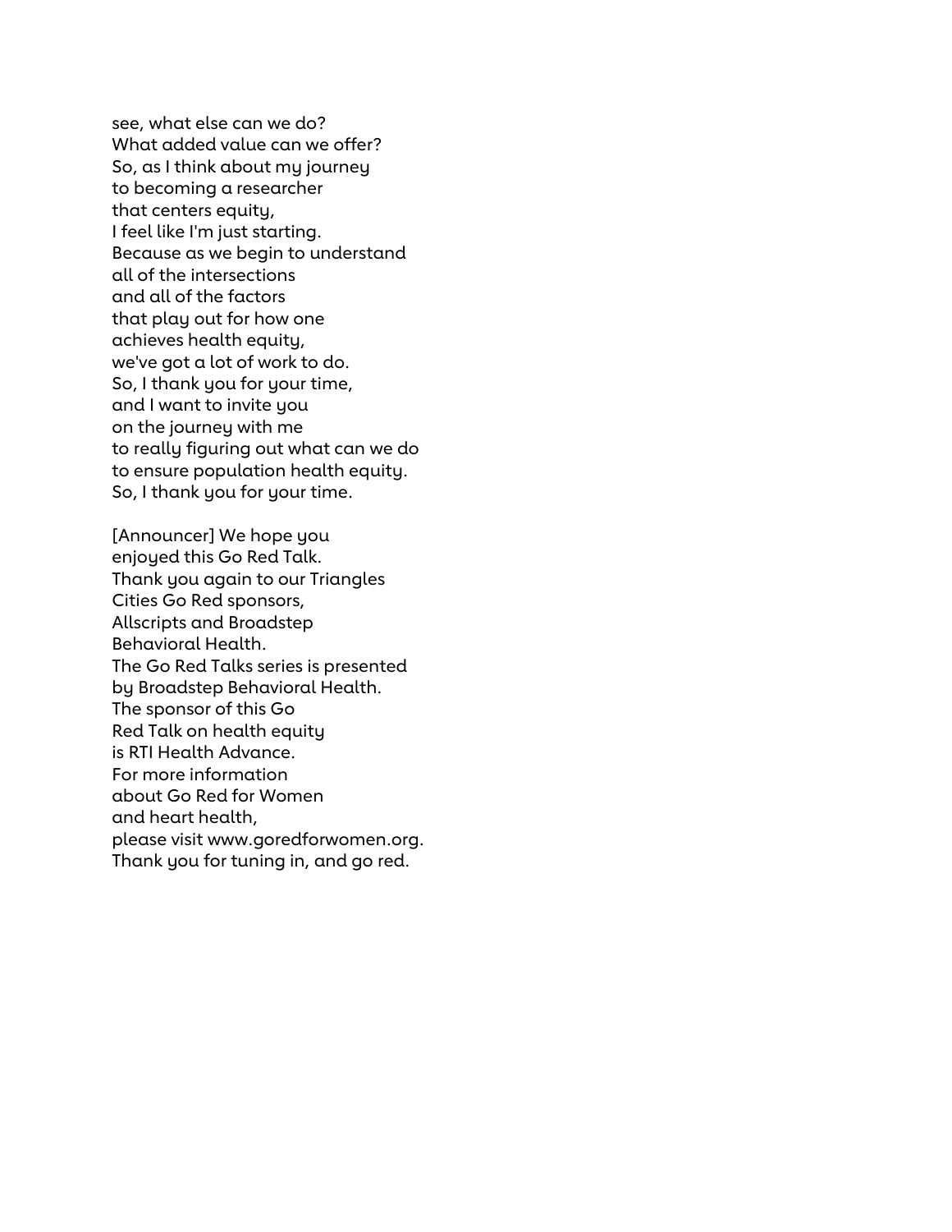see, what else can we do?
What added value can we offer?
So, as I think about my journey
to becoming a researcher
that centers equity,
I feel like I'm just starting.
Because as we begin to understand
all of the intersections
and all of the factors
that play out for how one
achieves health equity,
we've got a lot of work to do.
So, I thank you for your time,
and I want to invite you
on the journey with me
to really figuring out what can we do
to ensure population health equity.
So, I thank you for your time.

[Announcer] We hope you
enjoyed this Go Red Talk.
Thank you again to our Triangles
Cities Go Red sponsors,
Allscripts and Broadstep
Behavioral Health.
The Go Red Talks series is presented
by Broadstep Behavioral Health.
The sponsor of this Go
Red Talk on health equity
is RTI Health Advance.
For more information
about Go Red for Women
and heart health,
please visit www.goredforwomen.org.
Thank you for tuning in, and go red.